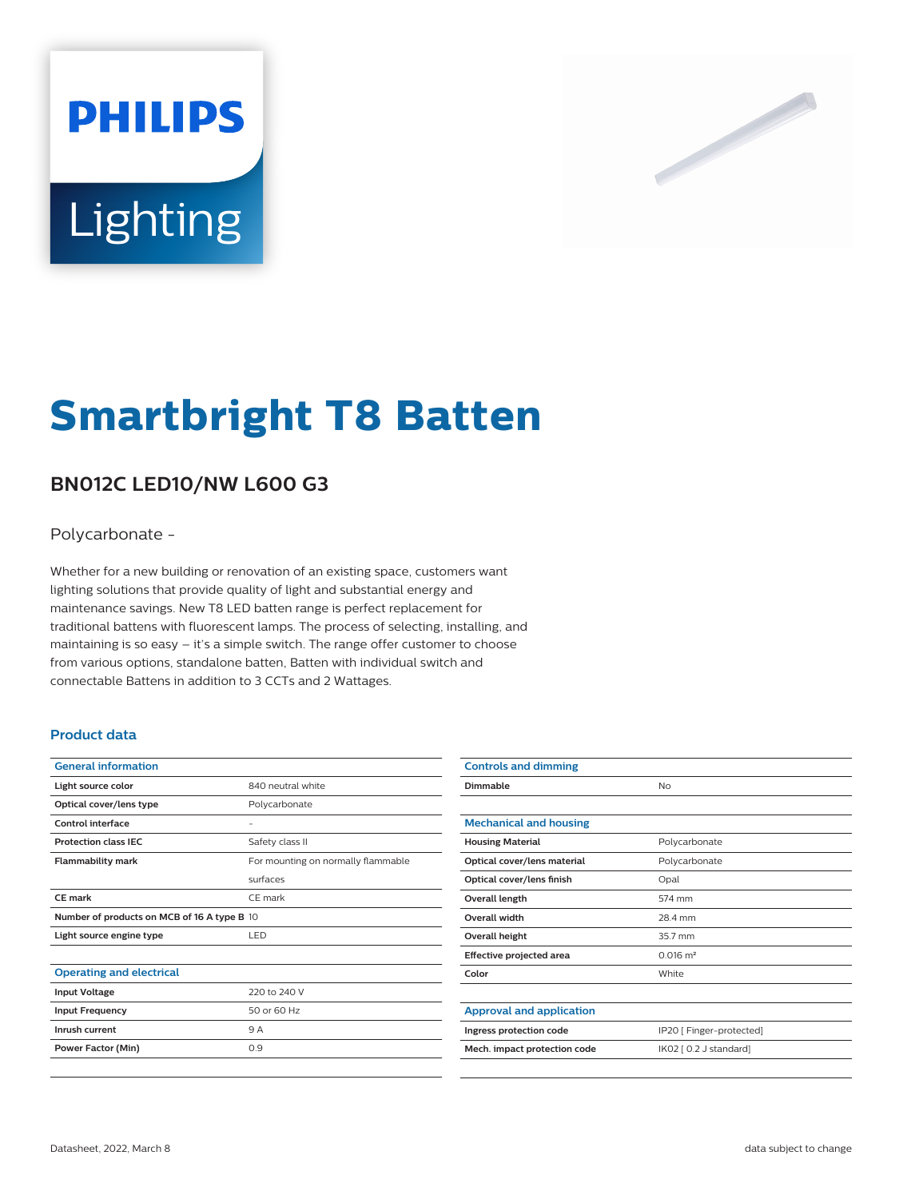# Smartbright T8 Batten

## BN012C LED10/NW L600 G3

Polycarbonate -

Whether for a new building or renovation of an existing space, customers want lighting solutions that provide quality of light and substantial energy and maintenance savings. New T8 LED batten range is perfect replacement for traditional battens with fluorescent lamps. The process of selecting, installing, and maintaining is so easy – it's a simple switch. The range offer customer to choose from various options, standalone batten, Batten with individual switch and connectable Battens in addition to 3 CCTs and 2 Wattages.

### Product data

| General information | |
|---|---|
| Light source color | 840 neutral white |
| Optical cover/lens type | Polycarbonate |
| Control interface | - |
| Protection class IEC | Safety class II |
| Flammability mark | For mounting on normally flammable surfaces |
| CE mark | CE mark |
| Number of products on MCB of 16 A type B | 10 |
| Light source engine type | LED |

| Operating and electrical | |
|---|---|
| Input Voltage | 220 to 240 V |
| Input Frequency | 50 or 60 Hz |
| Inrush current | 9 A |
| Power Factor (Min) | 0.9 |

| Controls and dimming | |
|---|---|
| Dimmable | No |

| Mechanical and housing | |
|---|---|
| Housing Material | Polycarbonate |
| Optical cover/lens material | Polycarbonate |
| Optical cover/lens finish | Opal |
| Overall length | 574 mm |
| Overall width | 28.4 mm |
| Overall height | 35.7 mm |
| Effective projected area | 0.016 m² |
| Color | White |

| Approval and application | |
|---|---|
| Ingress protection code | IP20 [ Finger-protected] |
| Mech. impact protection code | IK02 [ 0.2 J standard] |

Datasheet, 2022, March 8

data subject to change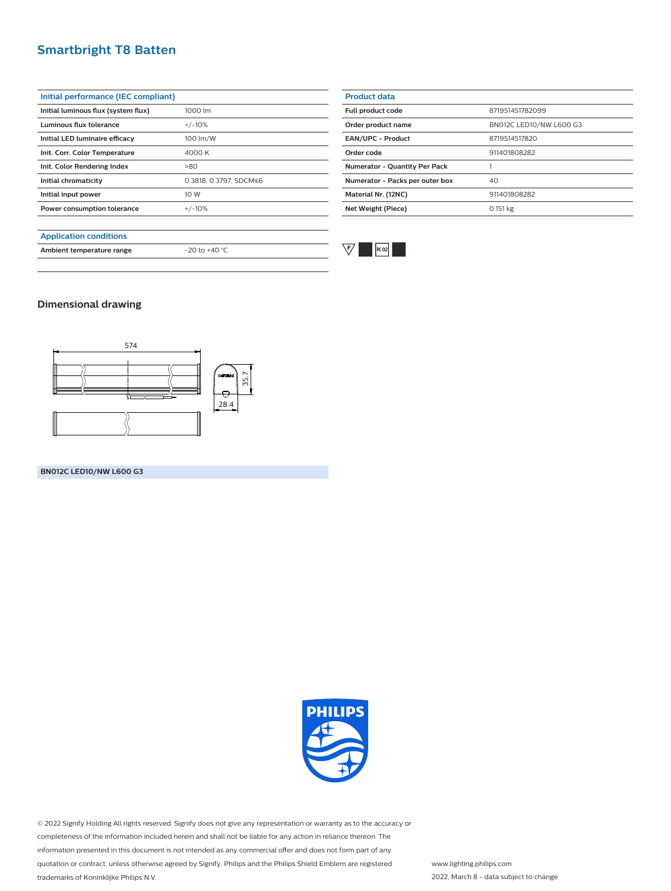# Smartbright T8 Batten

| Initial performance (IEC compliant) | |
|---|---|
| Initial luminous flux (system flux) | 1000 lm |
| Luminous flux tolerance | +/-10% |
| Initial LED luminaire efficacy | 100 lm/W |
| Init. Corr. Color Temperature | 4000 K |
| Init. Color Rendering Index | >80 |
| Initial chromaticity | 0.3818, 0.3797, SDCM≤6 |
| Initial input power | 10 W |
| Power consumption tolerance | +/-10% |

| Application conditions | |
|---|---|
| Ambient temperature range | -20 to +40 °C |

| Product data | |
|---|---|
| Full product code | 871951451782099 |
| Order product name | BN012C LED10/NW L600 G3 |
| EAN/UPC - Product | 8719514517820 |
| Order code | 911401808282 |
| Numerator - Quantity Per Pack | 1 |
| Numerator - Packs per outer box | 40 |
| Material Nr. (12NC) | 911401808282 |
| Net Weight (Piece) | 0.151 kg |

F IK02

## Dimensional drawing

574

35.7

28.4

**BN012C LED10/NW L600 G3**

© 2022 Signify Holding All rights reserved. Signify does not give any representation or warranty as to the accuracy or completeness of the information included herein and shall not be liable for any action in reliance thereon. The information presented in this document is not intended as any commercial offer and does not form part of any quotation or contract, unless otherwise agreed by Signify. Philips and the Philips Shield Emblem are registered trademarks of Koninklijke Philips N.V.

www.lighting.philips.com

2022, March 8 - data subject to change